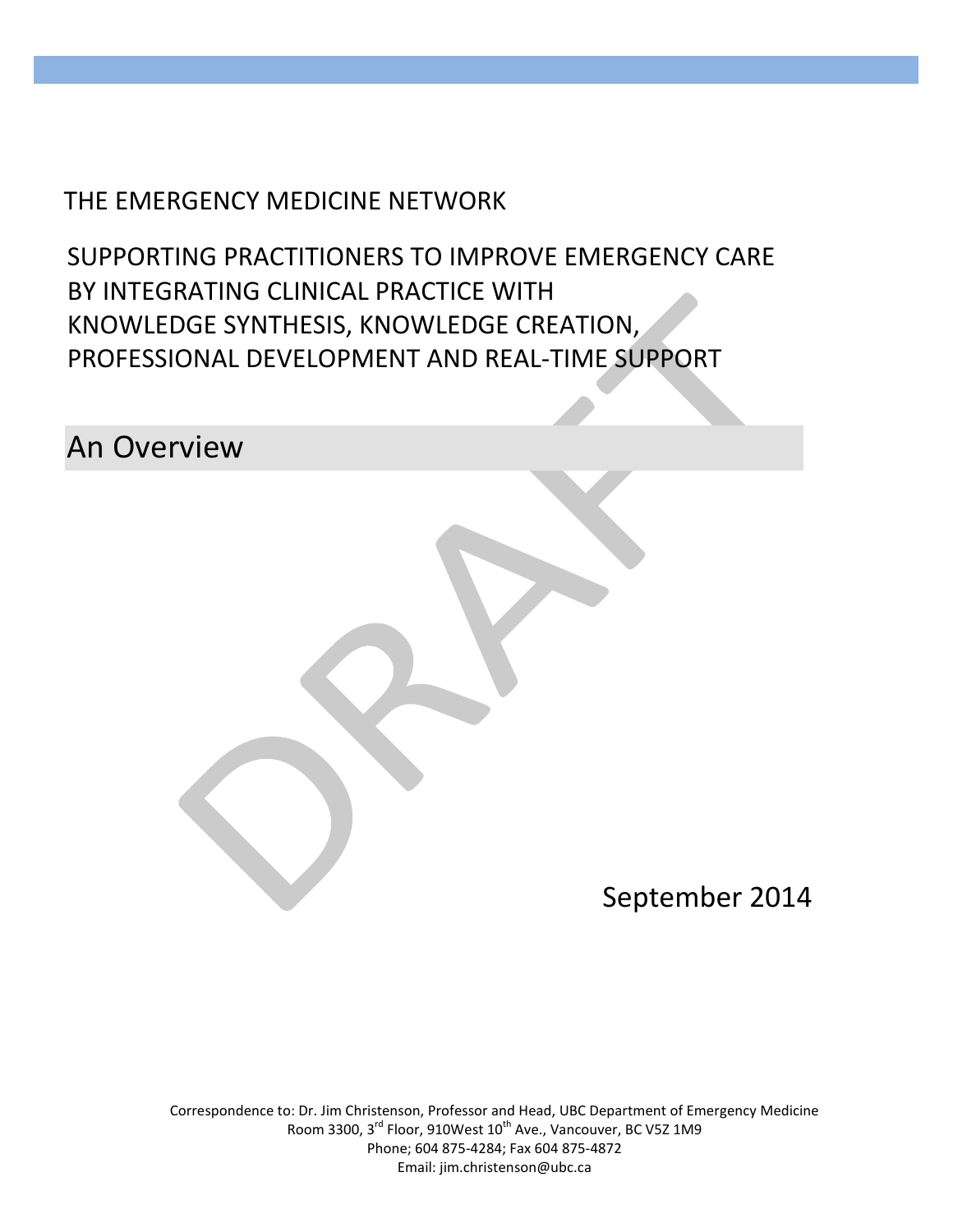# THE EMERGENCY MEDICINE NETWORK

## SUPPORTING PRACTITIONERS TO IMPROVE EMERGENCY CARE BY INTEGRATING CLINICAL PRACTICE WITH KNOWLEDGE SYNTHESIS, KNOWLEDGE CREATION, PROFESSIONAL DEVELOPMENT AND REAL-TIME SUPPORT

## An Overview

DRAFT

September 2014

Correspondence to: Dr. Jim Christenson, Professor and Head, UBC Department of Emergency Medicine
Room 3300, 3rd Floor, 910West 10th Ave., Vancouver, BC V5Z 1M9
Phone; 604 875-4284; Fax 604 875-4872
Email: jim.christenson@ubc.ca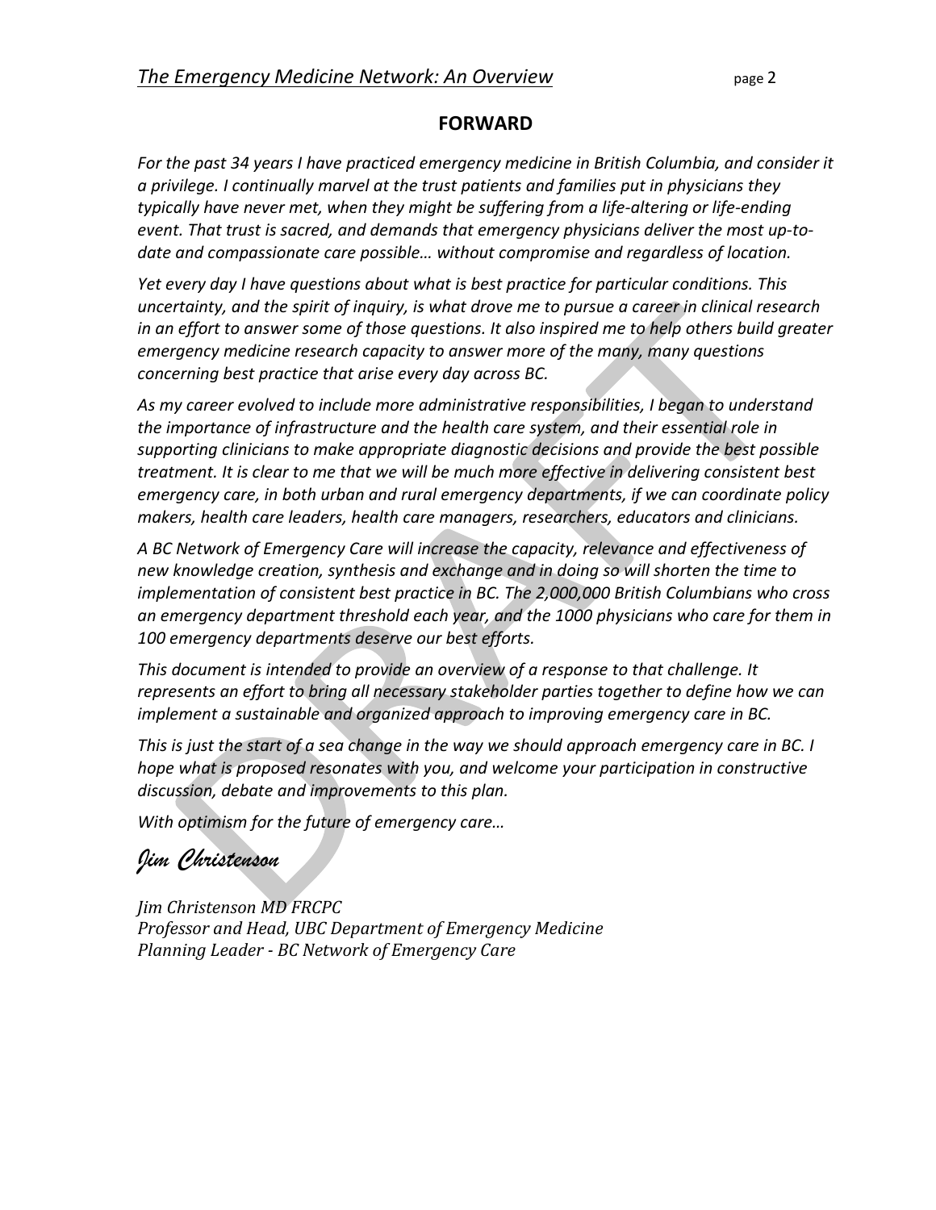## FORWARD

*For the past 34 years I have practiced emergency medicine in British Columbia, and consider it a privilege. I continually marvel at the trust patients and families put in physicians they typically have never met, when they might be suffering from a life-altering or life-ending event. That trust is sacred, and demands that emergency physicians deliver the most up-to-date and compassionate care possible… without compromise and regardless of location.*

*Yet every day I have questions about what is best practice for particular conditions. This uncertainty, and the spirit of inquiry, is what drove me to pursue a career in clinical research in an effort to answer some of those questions. It also inspired me to help others build greater emergency medicine research capacity to answer more of the many, many questions concerning best practice that arise every day across BC.*

*As my career evolved to include more administrative responsibilities, I began to understand the importance of infrastructure and the health care system, and their essential role in supporting clinicians to make appropriate diagnostic decisions and provide the best possible treatment. It is clear to me that we will be much more effective in delivering consistent best emergency care, in both urban and rural emergency departments, if we can coordinate policy makers, health care leaders, health care managers, researchers, educators and clinicians.*

*A BC Network of Emergency Care will increase the capacity, relevance and effectiveness of new knowledge creation, synthesis and exchange and in doing so will shorten the time to implementation of consistent best practice in BC. The 2,000,000 British Columbians who cross an emergency department threshold each year, and the 1000 physicians who care for them in 100 emergency departments deserve our best efforts.*

*This document is intended to provide an overview of a response to that challenge. It represents an effort to bring all necessary stakeholder parties together to define how we can implement a sustainable and organized approach to improving emergency care in BC.*

*This is just the start of a sea change in the way we should approach emergency care in BC. I hope what is proposed resonates with you, and welcome your participation in constructive discussion, debate and improvements to this plan.*

*With optimism for the future of emergency care…*

*Jim Christenson*

*Jim Christenson MD FRCPC*
*Professor and Head, UBC Department of Emergency Medicine*
*Planning Leader - BC Network of Emergency Care*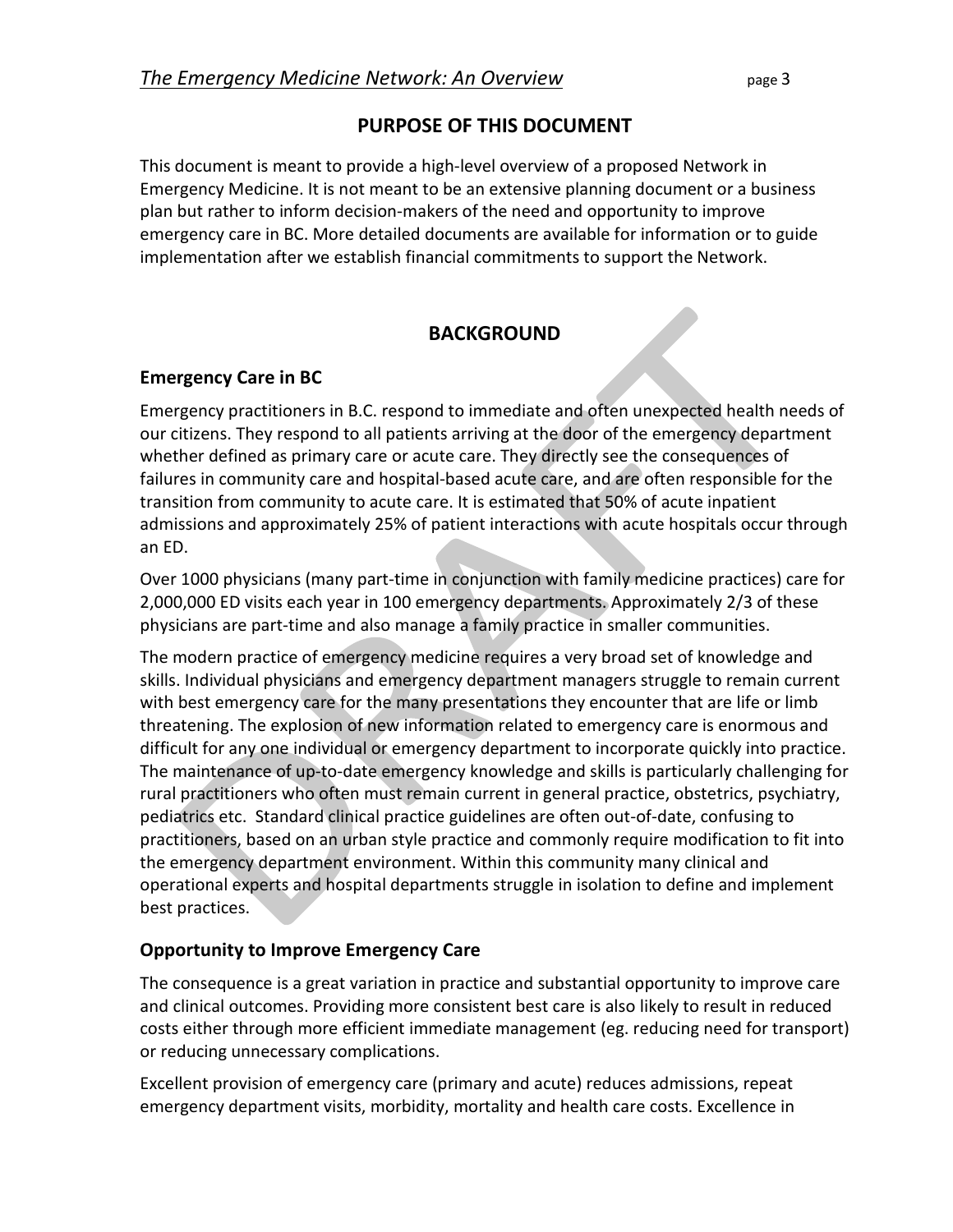## PURPOSE OF THIS DOCUMENT

This document is meant to provide a high-level overview of a proposed Network in Emergency Medicine. It is not meant to be an extensive planning document or a business plan but rather to inform decision-makers of the need and opportunity to improve emergency care in BC. More detailed documents are available for information or to guide implementation after we establish financial commitments to support the Network.

## BACKGROUND

### Emergency Care in BC

Emergency practitioners in B.C. respond to immediate and often unexpected health needs of our citizens. They respond to all patients arriving at the door of the emergency department whether defined as primary care or acute care. They directly see the consequences of failures in community care and hospital-based acute care, and are often responsible for the transition from community to acute care. It is estimated that 50% of acute inpatient admissions and approximately 25% of patient interactions with acute hospitals occur through an ED.

Over 1000 physicians (many part-time in conjunction with family medicine practices) care for 2,000,000 ED visits each year in 100 emergency departments. Approximately 2/3 of these physicians are part-time and also manage a family practice in smaller communities.

The modern practice of emergency medicine requires a very broad set of knowledge and skills. Individual physicians and emergency department managers struggle to remain current with best emergency care for the many presentations they encounter that are life or limb threatening. The explosion of new information related to emergency care is enormous and difficult for any one individual or emergency department to incorporate quickly into practice. The maintenance of up-to-date emergency knowledge and skills is particularly challenging for rural practitioners who often must remain current in general practice, obstetrics, psychiatry, pediatrics etc. Standard clinical practice guidelines are often out-of-date, confusing to practitioners, based on an urban style practice and commonly require modification to fit into the emergency department environment. Within this community many clinical and operational experts and hospital departments struggle in isolation to define and implement best practices.

### Opportunity to Improve Emergency Care

The consequence is a great variation in practice and substantial opportunity to improve care and clinical outcomes. Providing more consistent best care is also likely to result in reduced costs either through more efficient immediate management (eg. reducing need for transport) or reducing unnecessary complications.

Excellent provision of emergency care (primary and acute) reduces admissions, repeat emergency department visits, morbidity, mortality and health care costs. Excellence in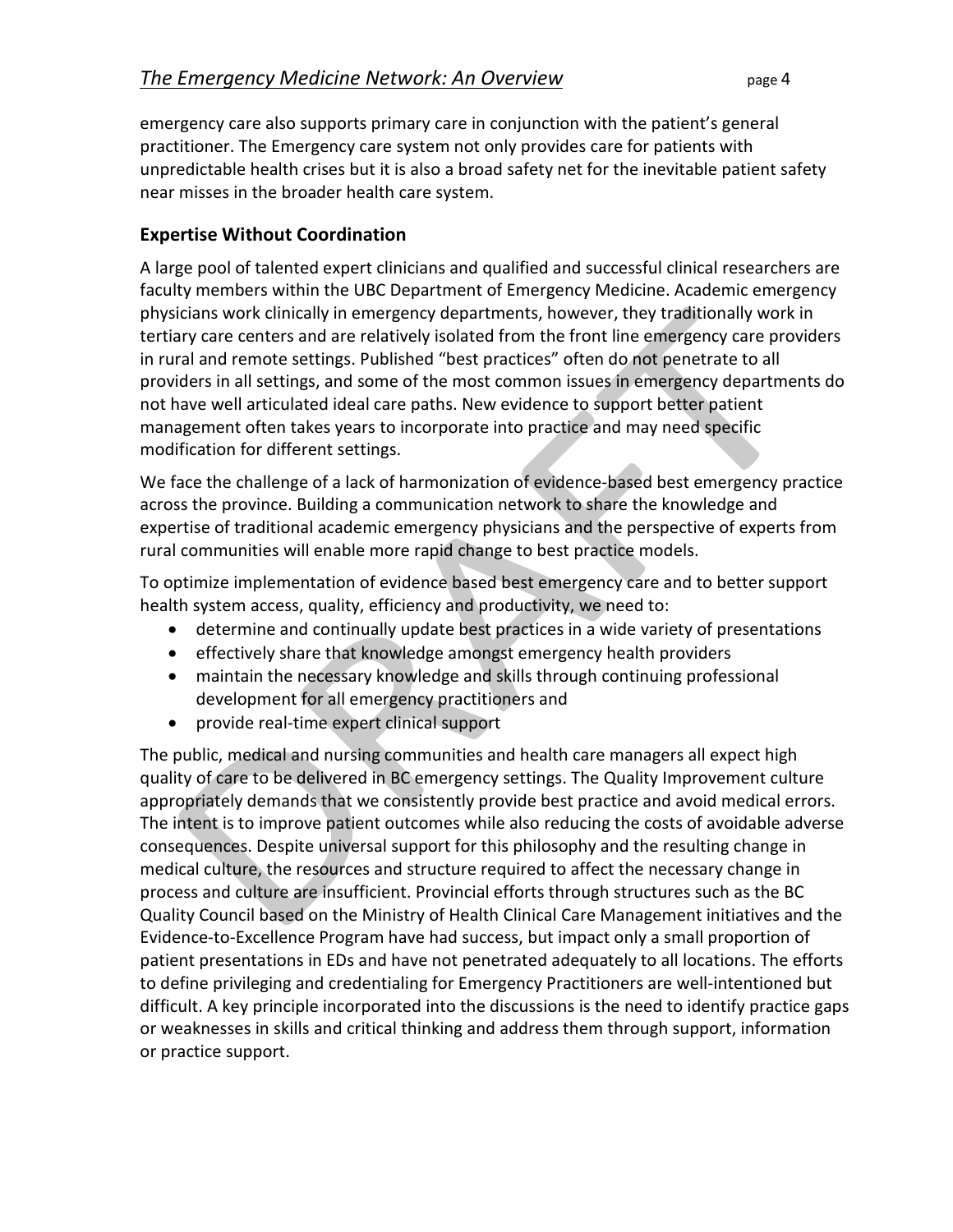emergency care also supports primary care in conjunction with the patient's general practitioner. The Emergency care system not only provides care for patients with unpredictable health crises but it is also a broad safety net for the inevitable patient safety near misses in the broader health care system.

### Expertise Without Coordination

A large pool of talented expert clinicians and qualified and successful clinical researchers are faculty members within the UBC Department of Emergency Medicine. Academic emergency physicians work clinically in emergency departments, however, they traditionally work in tertiary care centers and are relatively isolated from the front line emergency care providers in rural and remote settings. Published "best practices" often do not penetrate to all providers in all settings, and some of the most common issues in emergency departments do not have well articulated ideal care paths. New evidence to support better patient management often takes years to incorporate into practice and may need specific modification for different settings.

We face the challenge of a lack of harmonization of evidence-based best emergency practice across the province. Building a communication network to share the knowledge and expertise of traditional academic emergency physicians and the perspective of experts from rural communities will enable more rapid change to best practice models.

To optimize implementation of evidence based best emergency care and to better support health system access, quality, efficiency and productivity, we need to:

- determine and continually update best practices in a wide variety of presentations
- effectively share that knowledge amongst emergency health providers
- maintain the necessary knowledge and skills through continuing professional development for all emergency practitioners and
- provide real-time expert clinical support

The public, medical and nursing communities and health care managers all expect high quality of care to be delivered in BC emergency settings. The Quality Improvement culture appropriately demands that we consistently provide best practice and avoid medical errors. The intent is to improve patient outcomes while also reducing the costs of avoidable adverse consequences. Despite universal support for this philosophy and the resulting change in medical culture, the resources and structure required to affect the necessary change in process and culture are insufficient. Provincial efforts through structures such as the BC Quality Council based on the Ministry of Health Clinical Care Management initiatives and the Evidence-to-Excellence Program have had success, but impact only a small proportion of patient presentations in EDs and have not penetrated adequately to all locations. The efforts to define privileging and credentialing for Emergency Practitioners are well-intentioned but difficult. A key principle incorporated into the discussions is the need to identify practice gaps or weaknesses in skills and critical thinking and address them through support, information or practice support.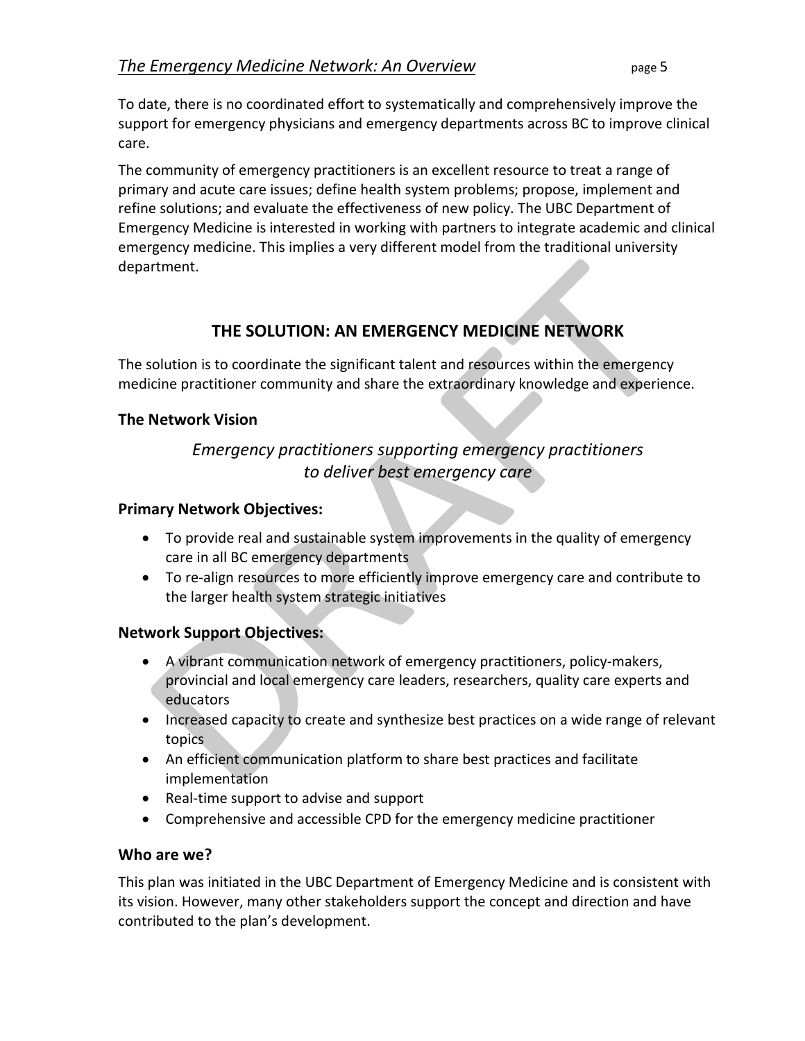To date, there is no coordinated effort to systematically and comprehensively improve the support for emergency physicians and emergency departments across BC to improve clinical care.

The community of emergency practitioners is an excellent resource to treat a range of primary and acute care issues; define health system problems; propose, implement and refine solutions; and evaluate the effectiveness of new policy. The UBC Department of Emergency Medicine is interested in working with partners to integrate academic and clinical emergency medicine. This implies a very different model from the traditional university department.

## THE SOLUTION: AN EMERGENCY MEDICINE NETWORK

The solution is to coordinate the significant talent and resources within the emergency medicine practitioner community and share the extraordinary knowledge and experience.

### The Network Vision

*Emergency practitioners supporting emergency practitioners to deliver best emergency care*

### Primary Network Objectives:

- To provide real and sustainable system improvements in the quality of emergency care in all BC emergency departments
- To re-align resources to more efficiently improve emergency care and contribute to the larger health system strategic initiatives

### Network Support Objectives:

- A vibrant communication network of emergency practitioners, policy-makers, provincial and local emergency care leaders, researchers, quality care experts and educators
- Increased capacity to create and synthesize best practices on a wide range of relevant topics
- An efficient communication platform to share best practices and facilitate implementation
- Real-time support to advise and support
- Comprehensive and accessible CPD for the emergency medicine practitioner

### Who are we?

This plan was initiated in the UBC Department of Emergency Medicine and is consistent with its vision. However, many other stakeholders support the concept and direction and have contributed to the plan's development.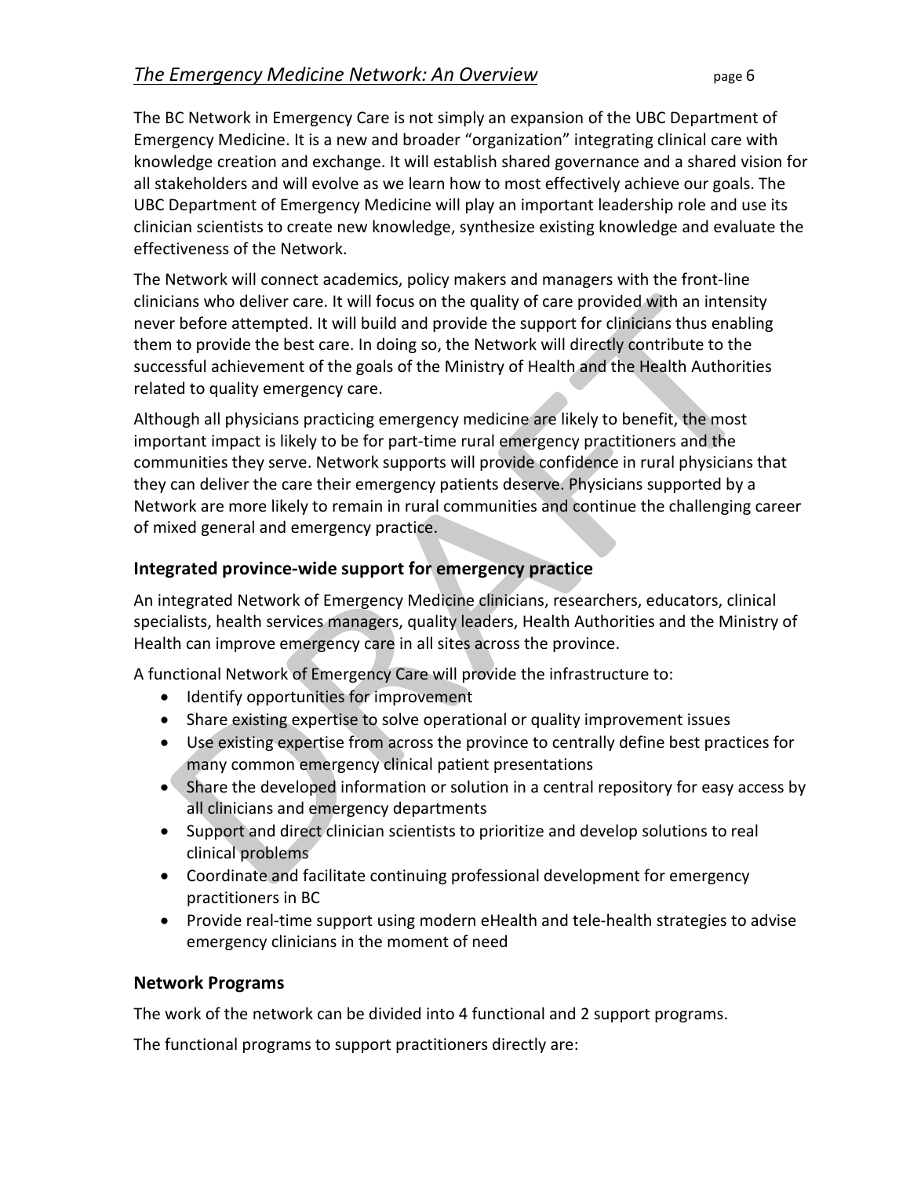The BC Network in Emergency Care is not simply an expansion of the UBC Department of Emergency Medicine. It is a new and broader "organization" integrating clinical care with knowledge creation and exchange. It will establish shared governance and a shared vision for all stakeholders and will evolve as we learn how to most effectively achieve our goals. The UBC Department of Emergency Medicine will play an important leadership role and use its clinician scientists to create new knowledge, synthesize existing knowledge and evaluate the effectiveness of the Network.

The Network will connect academics, policy makers and managers with the front-line clinicians who deliver care. It will focus on the quality of care provided with an intensity never before attempted. It will build and provide the support for clinicians thus enabling them to provide the best care. In doing so, the Network will directly contribute to the successful achievement of the goals of the Ministry of Health and the Health Authorities related to quality emergency care.

Although all physicians practicing emergency medicine are likely to benefit, the most important impact is likely to be for part-time rural emergency practitioners and the communities they serve. Network supports will provide confidence in rural physicians that they can deliver the care their emergency patients deserve. Physicians supported by a Network are more likely to remain in rural communities and continue the challenging career of mixed general and emergency practice.

## Integrated province-wide support for emergency practice

An integrated Network of Emergency Medicine clinicians, researchers, educators, clinical specialists, health services managers, quality leaders, Health Authorities and the Ministry of Health can improve emergency care in all sites across the province.

A functional Network of Emergency Care will provide the infrastructure to:

- Identify opportunities for improvement
- Share existing expertise to solve operational or quality improvement issues
- Use existing expertise from across the province to centrally define best practices for many common emergency clinical patient presentations
- Share the developed information or solution in a central repository for easy access by all clinicians and emergency departments
- Support and direct clinician scientists to prioritize and develop solutions to real clinical problems
- Coordinate and facilitate continuing professional development for emergency practitioners in BC
- Provide real-time support using modern eHealth and tele-health strategies to advise emergency clinicians in the moment of need

## Network Programs

The work of the network can be divided into 4 functional and 2 support programs.

The functional programs to support practitioners directly are: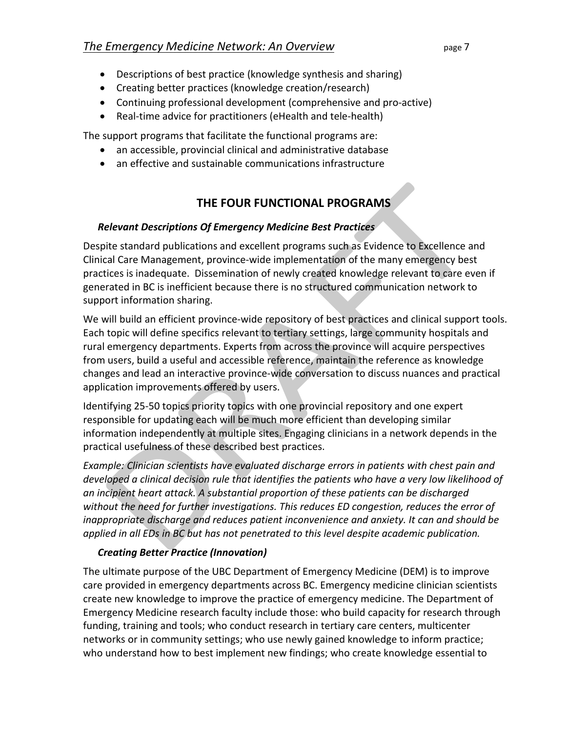- Descriptions of best practice (knowledge synthesis and sharing)
- Creating better practices (knowledge creation/research)
- Continuing professional development (comprehensive and pro-active)
- Real-time advice for practitioners (eHealth and tele-health)

The support programs that facilitate the functional programs are:

- an accessible, provincial clinical and administrative database
- an effective and sustainable communications infrastructure

## THE FOUR FUNCTIONAL PROGRAMS

### *Relevant Descriptions Of Emergency Medicine Best Practices*

Despite standard publications and excellent programs such as Evidence to Excellence and Clinical Care Management, province-wide implementation of the many emergency best practices is inadequate. Dissemination of newly created knowledge relevant to care even if generated in BC is inefficient because there is no structured communication network to support information sharing.

We will build an efficient province-wide repository of best practices and clinical support tools. Each topic will define specifics relevant to tertiary settings, large community hospitals and rural emergency departments. Experts from across the province will acquire perspectives from users, build a useful and accessible reference, maintain the reference as knowledge changes and lead an interactive province-wide conversation to discuss nuances and practical application improvements offered by users.

Identifying 25-50 topics priority topics with one provincial repository and one expert responsible for updating each will be much more efficient than developing similar information independently at multiple sites. Engaging clinicians in a network depends in the practical usefulness of these described best practices.

*Example: Clinician scientists have evaluated discharge errors in patients with chest pain and developed a clinical decision rule that identifies the patients who have a very low likelihood of an incipient heart attack. A substantial proportion of these patients can be discharged without the need for further investigations. This reduces ED congestion, reduces the error of inappropriate discharge and reduces patient inconvenience and anxiety. It can and should be applied in all EDs in BC but has not penetrated to this level despite academic publication.*

### *Creating Better Practice (Innovation)*

The ultimate purpose of the UBC Department of Emergency Medicine (DEM) is to improve care provided in emergency departments across BC. Emergency medicine clinician scientists create new knowledge to improve the practice of emergency medicine. The Department of Emergency Medicine research faculty include those: who build capacity for research through funding, training and tools; who conduct research in tertiary care centers, multicenter networks or in community settings; who use newly gained knowledge to inform practice; who understand how to best implement new findings; who create knowledge essential to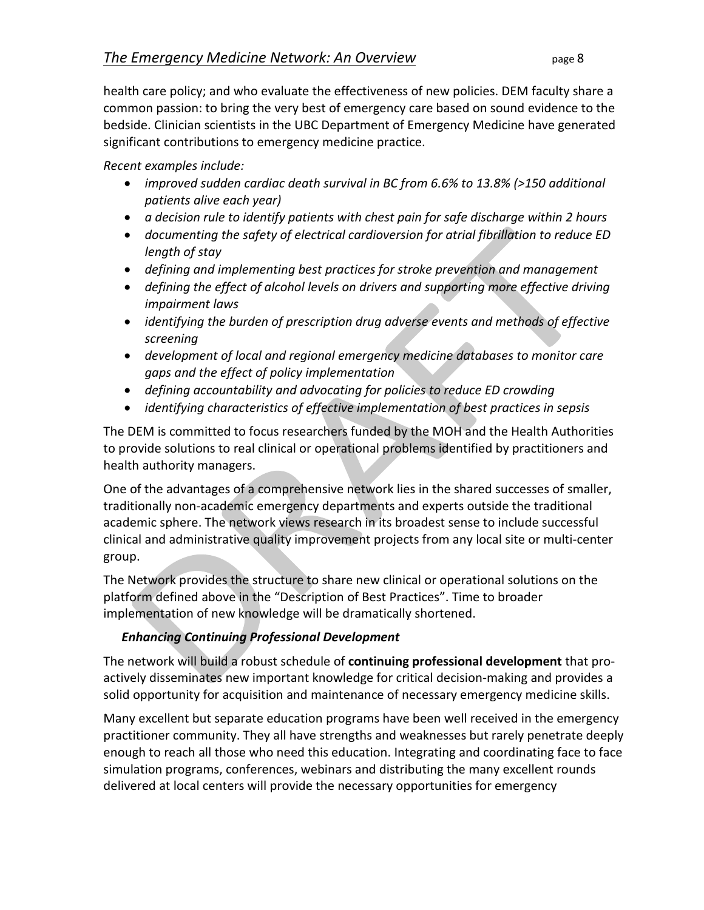health care policy; and who evaluate the effectiveness of new policies. DEM faculty share a common passion: to bring the very best of emergency care based on sound evidence to the bedside. Clinician scientists in the UBC Department of Emergency Medicine have generated significant contributions to emergency medicine practice.

*Recent examples include:*

- *improved sudden cardiac death survival in BC from 6.6% to 13.8% (>150 additional patients alive each year)*
- *a decision rule to identify patients with chest pain for safe discharge within 2 hours*
- *documenting the safety of electrical cardioversion for atrial fibrillation to reduce ED length of stay*
- *defining and implementing best practices for stroke prevention and management*
- *defining the effect of alcohol levels on drivers and supporting more effective driving impairment laws*
- *identifying the burden of prescription drug adverse events and methods of effective screening*
- *development of local and regional emergency medicine databases to monitor care gaps and the effect of policy implementation*
- *defining accountability and advocating for policies to reduce ED crowding*
- *identifying characteristics of effective implementation of best practices in sepsis*

The DEM is committed to focus researchers funded by the MOH and the Health Authorities to provide solutions to real clinical or operational problems identified by practitioners and health authority managers.

One of the advantages of a comprehensive network lies in the shared successes of smaller, traditionally non-academic emergency departments and experts outside the traditional academic sphere. The network views research in its broadest sense to include successful clinical and administrative quality improvement projects from any local site or multi-center group.

The Network provides the structure to share new clinical or operational solutions on the platform defined above in the "Description of Best Practices". Time to broader implementation of new knowledge will be dramatically shortened.

### *Enhancing Continuing Professional Development*

The network will build a robust schedule of **continuing professional development** that pro-actively disseminates new important knowledge for critical decision-making and provides a solid opportunity for acquisition and maintenance of necessary emergency medicine skills.

Many excellent but separate education programs have been well received in the emergency practitioner community. They all have strengths and weaknesses but rarely penetrate deeply enough to reach all those who need this education. Integrating and coordinating face to face simulation programs, conferences, webinars and distributing the many excellent rounds delivered at local centers will provide the necessary opportunities for emergency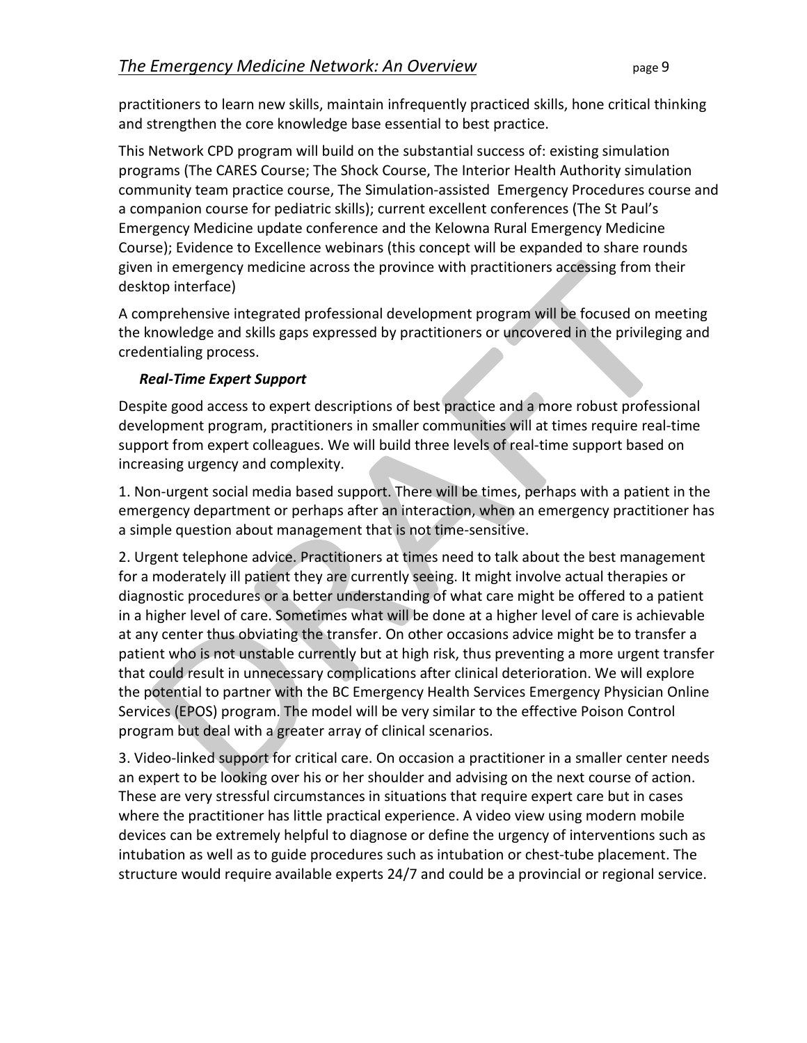practitioners to learn new skills, maintain infrequently practiced skills, hone critical thinking and strengthen the core knowledge base essential to best practice.

This Network CPD program will build on the substantial success of: existing simulation programs (The CARES Course; The Shock Course, The Interior Health Authority simulation community team practice course, The Simulation-assisted Emergency Procedures course and a companion course for pediatric skills); current excellent conferences (The St Paul's Emergency Medicine update conference and the Kelowna Rural Emergency Medicine Course); Evidence to Excellence webinars (this concept will be expanded to share rounds given in emergency medicine across the province with practitioners accessing from their desktop interface)

A comprehensive integrated professional development program will be focused on meeting the knowledge and skills gaps expressed by practitioners or uncovered in the privileging and credentialing process.

***Real-Time Expert Support***

Despite good access to expert descriptions of best practice and a more robust professional development program, practitioners in smaller communities will at times require real-time support from expert colleagues. We will build three levels of real-time support based on increasing urgency and complexity.

1. Non-urgent social media based support. There will be times, perhaps with a patient in the emergency department or perhaps after an interaction, when an emergency practitioner has a simple question about management that is not time-sensitive.

2. Urgent telephone advice. Practitioners at times need to talk about the best management for a moderately ill patient they are currently seeing. It might involve actual therapies or diagnostic procedures or a better understanding of what care might be offered to a patient in a higher level of care. Sometimes what will be done at a higher level of care is achievable at any center thus obviating the transfer. On other occasions advice might be to transfer a patient who is not unstable currently but at high risk, thus preventing a more urgent transfer that could result in unnecessary complications after clinical deterioration. We will explore the potential to partner with the BC Emergency Health Services Emergency Physician Online Services (EPOS) program. The model will be very similar to the effective Poison Control program but deal with a greater array of clinical scenarios.

3. Video-linked support for critical care. On occasion a practitioner in a smaller center needs an expert to be looking over his or her shoulder and advising on the next course of action. These are very stressful circumstances in situations that require expert care but in cases where the practitioner has little practical experience. A video view using modern mobile devices can be extremely helpful to diagnose or define the urgency of interventions such as intubation as well as to guide procedures such as intubation or chest-tube placement. The structure would require available experts 24/7 and could be a provincial or regional service.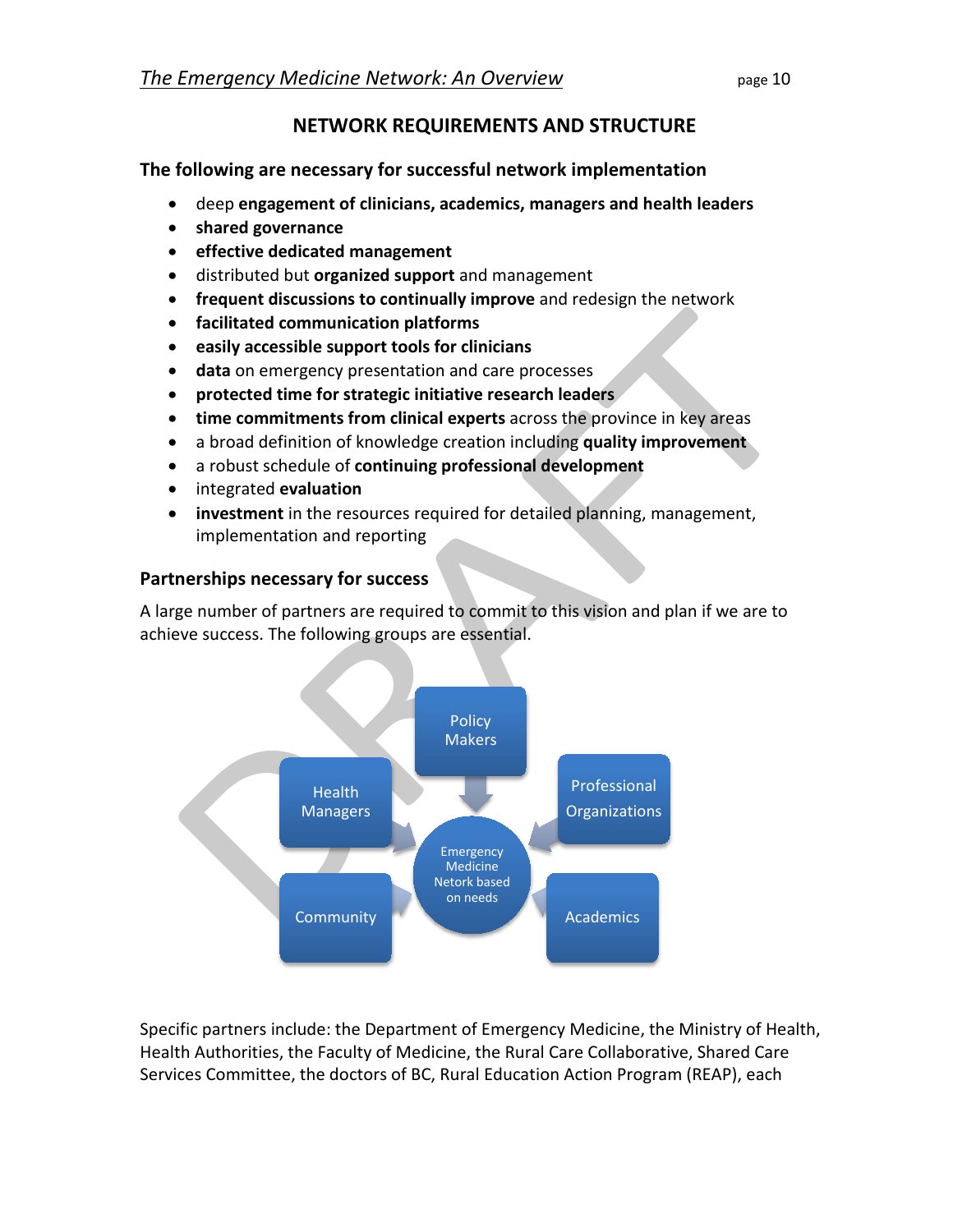## NETWORK REQUIREMENTS AND STRUCTURE

### The following are necessary for successful network implementation

- deep **engagement of clinicians, academics, managers and health leaders**
- **shared governance**
- **effective dedicated management**
- distributed but **organized support** and management
- **frequent discussions to continually improve** and redesign the network
- **facilitated communication platforms**
- **easily accessible support tools for clinicians**
- **data** on emergency presentation and care processes
- **protected time for strategic initiative research leaders**
- **time commitments from clinical experts** across the province in key areas
- a broad definition of knowledge creation including **quality improvement**
- a robust schedule of **continuing professional development**
- integrated **evaluation**
- **investment** in the resources required for detailed planning, management, implementation and reporting

### Partnerships necessary for success

A large number of partners are required to commit to this vision and plan if we are to achieve success. The following groups are essential.

Policy Makers

Health Managers

Professional Organizations

Emergency Medicine Netork based on needs

Community

Academics

Specific partners include: the Department of Emergency Medicine, the Ministry of Health, Health Authorities, the Faculty of Medicine, the Rural Care Collaborative, Shared Care Services Committee, the doctors of BC, Rural Education Action Program (REAP), each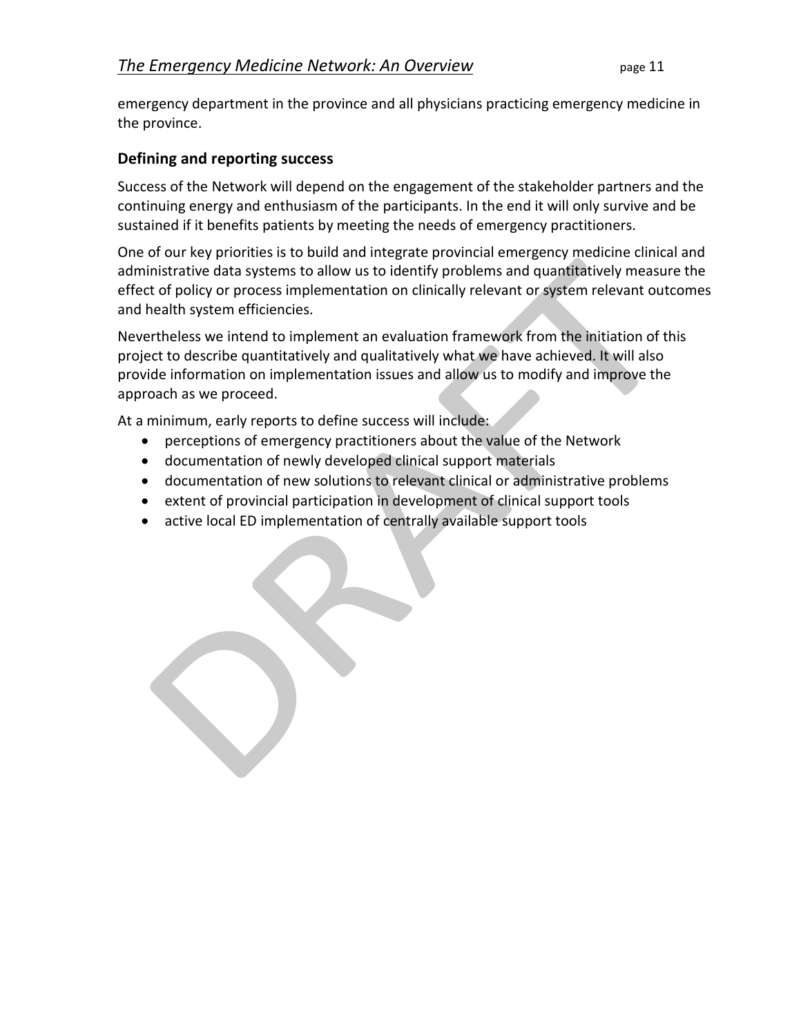emergency department in the province and all physicians practicing emergency medicine in the province.

### Defining and reporting success

Success of the Network will depend on the engagement of the stakeholder partners and the continuing energy and enthusiasm of the participants. In the end it will only survive and be sustained if it benefits patients by meeting the needs of emergency practitioners.

One of our key priorities is to build and integrate provincial emergency medicine clinical and administrative data systems to allow us to identify problems and quantitatively measure the effect of policy or process implementation on clinically relevant or system relevant outcomes and health system efficiencies.

Nevertheless we intend to implement an evaluation framework from the initiation of this project to describe quantitatively and qualitatively what we have achieved. It will also provide information on implementation issues and allow us to modify and improve the approach as we proceed.

At a minimum, early reports to define success will include:

- perceptions of emergency practitioners about the value of the Network
- documentation of newly developed clinical support materials
- documentation of new solutions to relevant clinical or administrative problems
- extent of provincial participation in development of clinical support tools
- active local ED implementation of centrally available support tools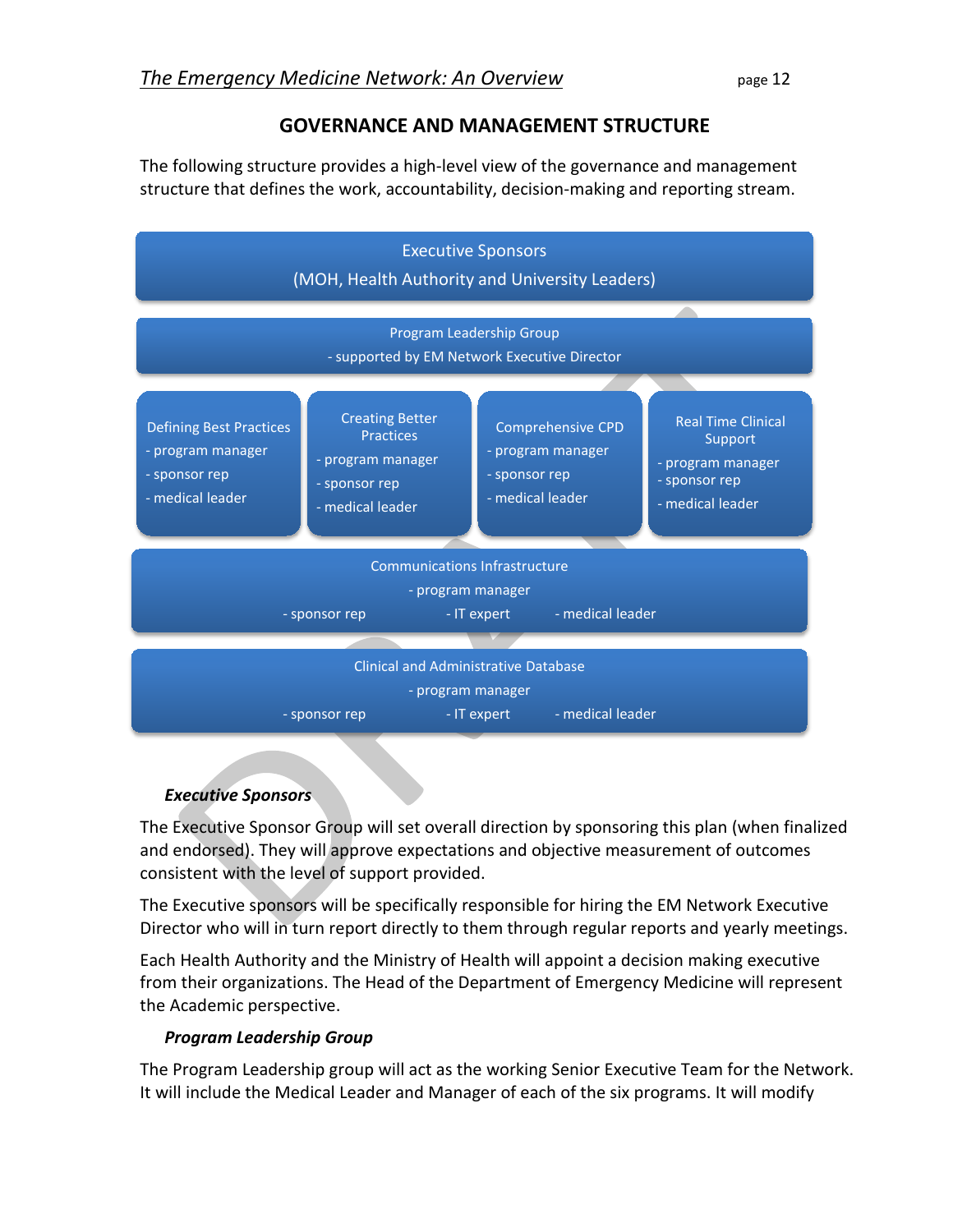## GOVERNANCE AND MANAGEMENT STRUCTURE

The following structure provides a high-level view of the governance and management structure that defines the work, accountability, decision-making and reporting stream.

**Executive Sponsors**
(MOH, Health Authority and University Leaders)

**Program Leadership Group**
- supported by EM Network Executive Director

| Defining Best Practices | Creating Better Practices | Comprehensive CPD | Real Time Clinical Support |
|---|---|---|---|
| - program manager<br>- sponsor rep<br>- medical leader | - program manager<br>- sponsor rep<br>- medical leader | - program manager<br>- sponsor rep<br>- medical leader | - program manager<br>- sponsor rep<br>- medical leader |

**Communications Infrastructure**
- program manager
- sponsor rep
- IT expert
- medical leader

**Clinical and Administrative Database**
- program manager
- sponsor rep
- IT expert
- medical leader

### *Executive Sponsors*

The Executive Sponsor Group will set overall direction by sponsoring this plan (when finalized and endorsed). They will approve expectations and objective measurement of outcomes consistent with the level of support provided.

The Executive sponsors will be specifically responsible for hiring the EM Network Executive Director who will in turn report directly to them through regular reports and yearly meetings.

Each Health Authority and the Ministry of Health will appoint a decision making executive from their organizations. The Head of the Department of Emergency Medicine will represent the Academic perspective.

### *Program Leadership Group*

The Program Leadership group will act as the working Senior Executive Team for the Network. It will include the Medical Leader and Manager of each of the six programs. It will modify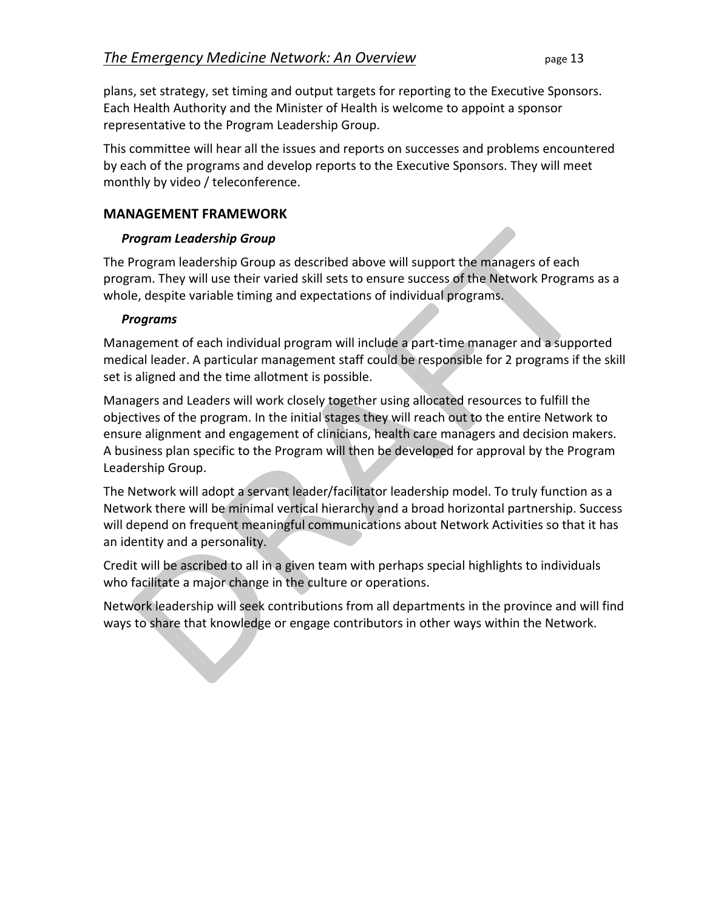plans, set strategy, set timing and output targets for reporting to the Executive Sponsors. Each Health Authority and the Minister of Health is welcome to appoint a sponsor representative to the Program Leadership Group.

This committee will hear all the issues and reports on successes and problems encountered by each of the programs and develop reports to the Executive Sponsors. They will meet monthly by video / teleconference.

## MANAGEMENT FRAMEWORK

### *Program Leadership Group*

The Program leadership Group as described above will support the managers of each program. They will use their varied skill sets to ensure success of the Network Programs as a whole, despite variable timing and expectations of individual programs.

### *Programs*

Management of each individual program will include a part-time manager and a supported medical leader. A particular management staff could be responsible for 2 programs if the skill set is aligned and the time allotment is possible.

Managers and Leaders will work closely together using allocated resources to fulfill the objectives of the program. In the initial stages they will reach out to the entire Network to ensure alignment and engagement of clinicians, health care managers and decision makers. A business plan specific to the Program will then be developed for approval by the Program Leadership Group.

The Network will adopt a servant leader/facilitator leadership model. To truly function as a Network there will be minimal vertical hierarchy and a broad horizontal partnership. Success will depend on frequent meaningful communications about Network Activities so that it has an identity and a personality.

Credit will be ascribed to all in a given team with perhaps special highlights to individuals who facilitate a major change in the culture or operations.

Network leadership will seek contributions from all departments in the province and will find ways to share that knowledge or engage contributors in other ways within the Network.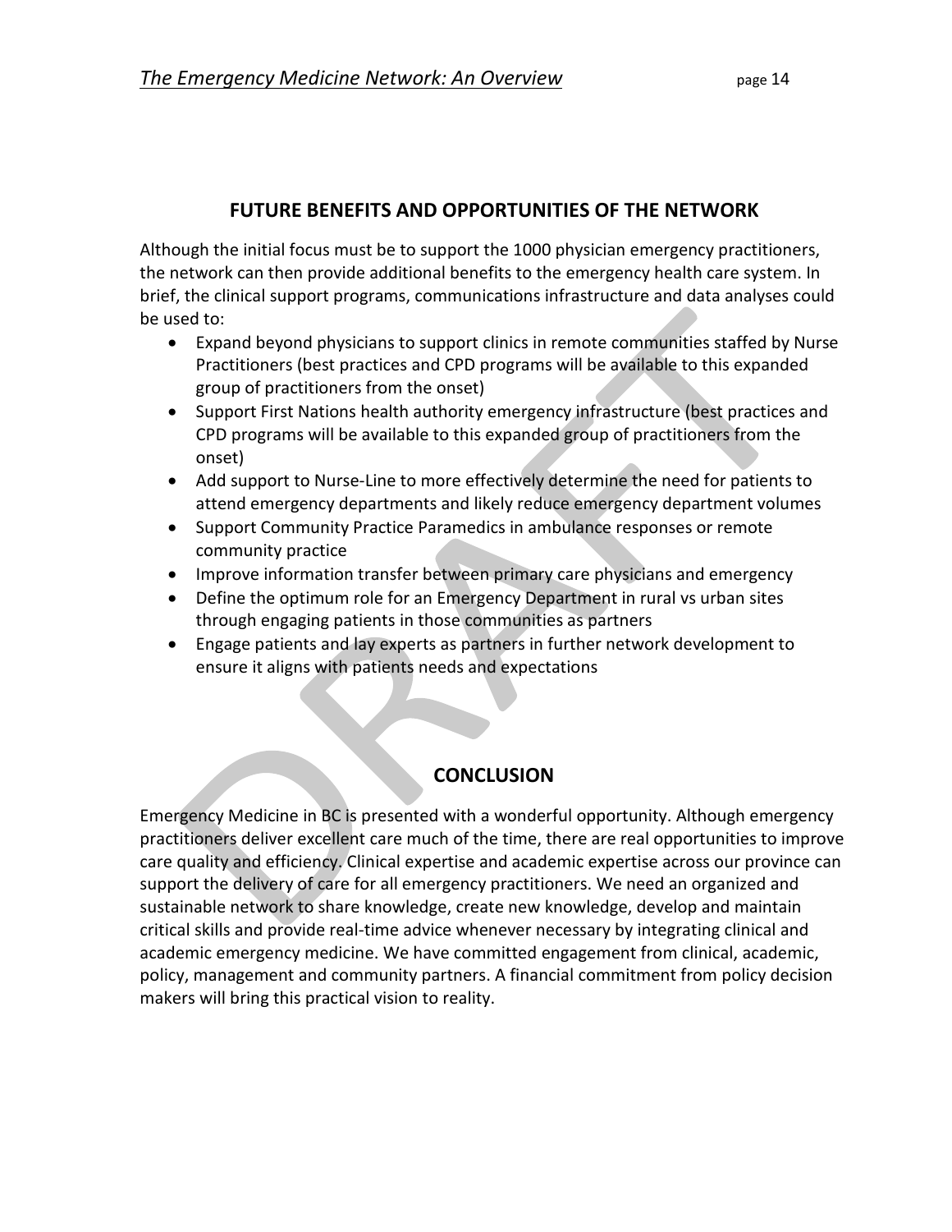## FUTURE BENEFITS AND OPPORTUNITIES OF THE NETWORK

Although the initial focus must be to support the 1000 physician emergency practitioners, the network can then provide additional benefits to the emergency health care system. In brief, the clinical support programs, communications infrastructure and data analyses could be used to:

- Expand beyond physicians to support clinics in remote communities staffed by Nurse Practitioners (best practices and CPD programs will be available to this expanded group of practitioners from the onset)
- Support First Nations health authority emergency infrastructure (best practices and CPD programs will be available to this expanded group of practitioners from the onset)
- Add support to Nurse-Line to more effectively determine the need for patients to attend emergency departments and likely reduce emergency department volumes
- Support Community Practice Paramedics in ambulance responses or remote community practice
- Improve information transfer between primary care physicians and emergency
- Define the optimum role for an Emergency Department in rural vs urban sites through engaging patients in those communities as partners
- Engage patients and lay experts as partners in further network development to ensure it aligns with patients needs and expectations

## CONCLUSION

Emergency Medicine in BC is presented with a wonderful opportunity. Although emergency practitioners deliver excellent care much of the time, there are real opportunities to improve care quality and efficiency. Clinical expertise and academic expertise across our province can support the delivery of care for all emergency practitioners. We need an organized and sustainable network to share knowledge, create new knowledge, develop and maintain critical skills and provide real-time advice whenever necessary by integrating clinical and academic emergency medicine. We have committed engagement from clinical, academic, policy, management and community partners. A financial commitment from policy decision makers will bring this practical vision to reality.